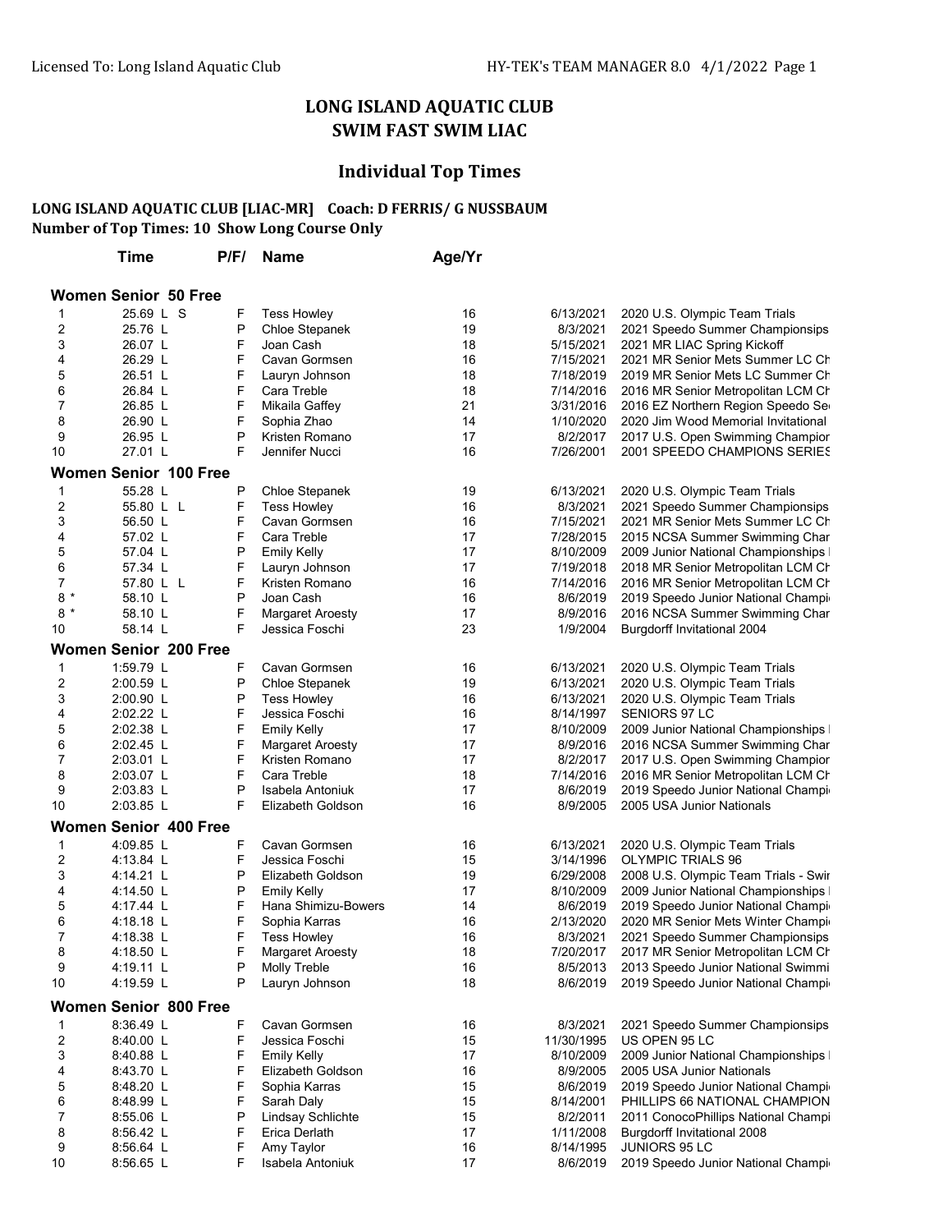# LONG ISLAND AQUATIC CLUB
## SWIM FAST SWIM LIAC

## Individual Top Times

**LONG ISLAND AQUATIC CLUB [LIAC-MR] Coach: D FERRIS/ G NUSSBAUM**
**Number of Top Times: 10 Show Long Course Only**

### Women Senior 50 Free

| | Time | P/F/ | Name | Age/Yr | Date | Meet |
|---|---|---|---|---|---|---|
| 1 | 25.69 L S | F | Tess Howley | 16 | 6/13/2021 | 2020 U.S. Olympic Team Trials |
| 2 | 25.76 L | P | Chloe Stepanek | 19 | 8/3/2021 | 2021 Speedo Summer Championsips |
| 3 | 26.07 L | F | Joan Cash | 18 | 5/15/2021 | 2021 MR LIAC Spring Kickoff |
| 4 | 26.29 L | F | Cavan Gormsen | 16 | 7/15/2021 | 2021 MR Senior Mets Summer LC Ch |
| 5 | 26.51 L | F | Lauryn Johnson | 18 | 7/18/2019 | 2019 MR Senior Mets LC Summer Ch |
| 6 | 26.84 L | F | Cara Treble | 18 | 7/14/2016 | 2016 MR Senior Metropolitan LCM Ch |
| 7 | 26.85 L | F | Mikaila Gaffey | 21 | 3/31/2016 | 2016 EZ Northern Region Speedo Se |
| 8 | 26.90 L | F | Sophia Zhao | 14 | 1/10/2020 | 2020 Jim Wood Memorial Invitational |
| 9 | 26.95 L | P | Kristen Romano | 17 | 8/2/2017 | 2017 U.S. Open Swimming Champior |
| 10 | 27.01 L | F | Jennifer Nucci | 16 | 7/26/2001 | 2001 SPEEDO CHAMPIONS SERIES |

### Women Senior 100 Free

| | Time | P/F/ | Name | Age/Yr | Date | Meet |
|---|---|---|---|---|---|---|
| 1 | 55.28 L | P | Chloe Stepanek | 19 | 6/13/2021 | 2020 U.S. Olympic Team Trials |
| 2 | 55.80 L L | F | Tess Howley | 16 | 8/3/2021 | 2021 Speedo Summer Championsips |
| 3 | 56.50 L | F | Cavan Gormsen | 16 | 7/15/2021 | 2021 MR Senior Mets Summer LC Ch |
| 4 | 57.02 L | F | Cara Treble | 17 | 7/28/2015 | 2015 NCSA Summer Swimming Char |
| 5 | 57.04 L | P | Emily Kelly | 17 | 8/10/2009 | 2009 Junior National Championships I |
| 6 | 57.34 L | F | Lauryn Johnson | 17 | 7/19/2018 | 2018 MR Senior Metropolitan LCM Ch |
| 7 | 57.80 L L | F | Kristen Romano | 16 | 7/14/2016 | 2016 MR Senior Metropolitan LCM Ch |
| 8 * | 58.10 L | P | Joan Cash | 16 | 8/6/2019 | 2019 Speedo Junior National Champi |
| 8 * | 58.10 L | F | Margaret Aroesty | 17 | 8/9/2016 | 2016 NCSA Summer Swimming Char |
| 10 | 58.14 L | F | Jessica Foschi | 23 | 1/9/2004 | Burgdorff Invitational 2004 |

### Women Senior 200 Free

| | Time | P/F/ | Name | Age/Yr | Date | Meet |
|---|---|---|---|---|---|---|
| 1 | 1:59.79 L | F | Cavan Gormsen | 16 | 6/13/2021 | 2020 U.S. Olympic Team Trials |
| 2 | 2:00.59 L | P | Chloe Stepanek | 19 | 6/13/2021 | 2020 U.S. Olympic Team Trials |
| 3 | 2:00.90 L | P | Tess Howley | 16 | 6/13/2021 | 2020 U.S. Olympic Team Trials |
| 4 | 2:02.22 L | F | Jessica Foschi | 16 | 8/14/1997 | SENIORS 97 LC |
| 5 | 2:02.38 L | F | Emily Kelly | 17 | 8/10/2009 | 2009 Junior National Championships I |
| 6 | 2:02.45 L | F | Margaret Aroesty | 17 | 8/9/2016 | 2016 NCSA Summer Swimming Char |
| 7 | 2:03.01 L | F | Kristen Romano | 17 | 8/2/2017 | 2017 U.S. Open Swimming Champior |
| 8 | 2:03.07 L | F | Cara Treble | 18 | 7/14/2016 | 2016 MR Senior Metropolitan LCM Ch |
| 9 | 2:03.83 L | P | Isabela Antoniuk | 17 | 8/6/2019 | 2019 Speedo Junior National Champi |
| 10 | 2:03.85 L | F | Elizabeth Goldson | 16 | 8/9/2005 | 2005 USA Junior Nationals |

### Women Senior 400 Free

| | Time | P/F/ | Name | Age/Yr | Date | Meet |
|---|---|---|---|---|---|---|
| 1 | 4:09.85 L | F | Cavan Gormsen | 16 | 6/13/2021 | 2020 U.S. Olympic Team Trials |
| 2 | 4:13.84 L | F | Jessica Foschi | 15 | 3/14/1996 | OLYMPIC TRIALS 96 |
| 3 | 4:14.21 L | P | Elizabeth Goldson | 19 | 6/29/2008 | 2008 U.S. Olympic Team Trials - Swir |
| 4 | 4:14.50 L | P | Emily Kelly | 17 | 8/10/2009 | 2009 Junior National Championships I |
| 5 | 4:17.44 L | F | Hana Shimizu-Bowers | 14 | 8/6/2019 | 2019 Speedo Junior National Champi |
| 6 | 4:18.18 L | F | Sophia Karras | 16 | 2/13/2020 | 2020 MR Senior Mets Winter Champi |
| 7 | 4:18.38 L | F | Tess Howley | 16 | 8/3/2021 | 2021 Speedo Summer Championsips |
| 8 | 4:18.50 L | F | Margaret Aroesty | 18 | 7/20/2017 | 2017 MR Senior Metropolitan LCM Ch |
| 9 | 4:19.11 L | P | Molly Treble | 16 | 8/5/2013 | 2013 Speedo Junior National Swimmi |
| 10 | 4:19.59 L | P | Lauryn Johnson | 18 | 8/6/2019 | 2019 Speedo Junior National Champi |

### Women Senior 800 Free

| | Time | P/F/ | Name | Age/Yr | Date | Meet |
|---|---|---|---|---|---|---|
| 1 | 8:36.49 L | F | Cavan Gormsen | 16 | 8/3/2021 | 2021 Speedo Summer Championsips |
| 2 | 8:40.00 L | F | Jessica Foschi | 15 | 11/30/1995 | US OPEN 95 LC |
| 3 | 8:40.88 L | F | Emily Kelly | 17 | 8/10/2009 | 2009 Junior National Championships I |
| 4 | 8:43.70 L | F | Elizabeth Goldson | 16 | 8/9/2005 | 2005 USA Junior Nationals |
| 5 | 8:48.20 L | F | Sophia Karras | 15 | 8/6/2019 | 2019 Speedo Junior National Champi |
| 6 | 8:48.99 L | F | Sarah Daly | 15 | 8/14/2001 | PHILLIPS 66 NATIONAL CHAMPION |
| 7 | 8:55.06 L | P | Lindsay Schlichte | 15 | 8/2/2011 | 2011 ConocoPhillips National Champi |
| 8 | 8:56.42 L | F | Erica Derlath | 17 | 1/11/2008 | Burgdorff Invitational 2008 |
| 9 | 8:56.64 L | F | Amy Taylor | 16 | 8/14/1995 | JUNIORS 95 LC |
| 10 | 8:56.65 L | F | Isabela Antoniuk | 17 | 8/6/2019 | 2019 Speedo Junior National Champi |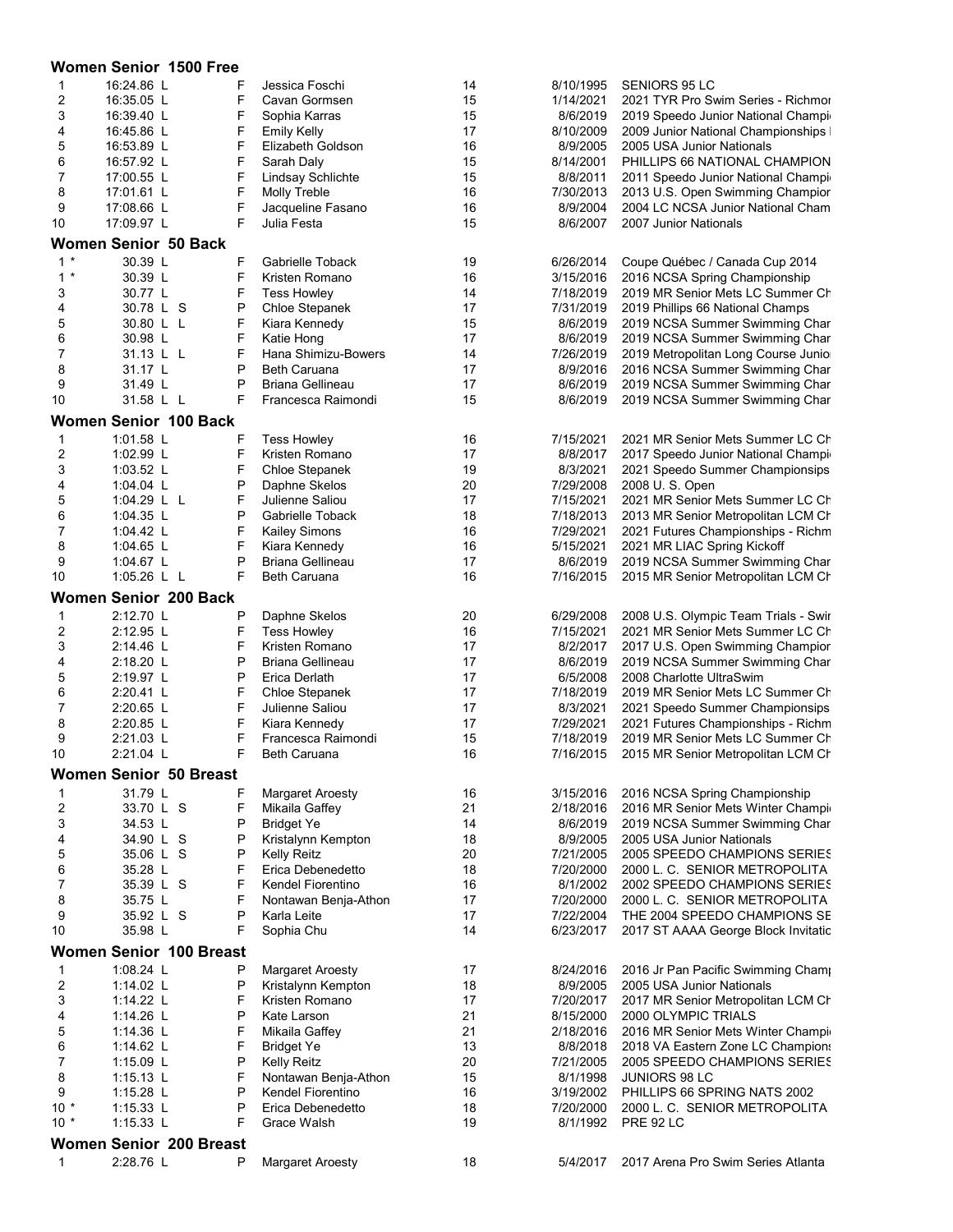### Women Senior 1500 Free

| Rank | Time | | Name | Age | Date | Meet |
|---|---|---|---|---|---|---|
| 1 | 16:24.86 L | F | Jessica Foschi | 14 | 8/10/1995 | SENIORS 95 LC |
| 2 | 16:35.05 L | F | Cavan Gormsen | 15 | 1/14/2021 | 2021 TYR Pro Swim Series - Richmor |
| 3 | 16:39.40 L | F | Sophia Karras | 15 | 8/6/2019 | 2019 Speedo Junior National Champi |
| 4 | 16:45.86 L | F | Emily Kelly | 17 | 8/10/2009 | 2009 Junior National Championships |
| 5 | 16:53.89 L | F | Elizabeth Goldson | 16 | 8/9/2005 | 2005 USA Junior Nationals |
| 6 | 16:57.92 L | F | Sarah Daly | 15 | 8/14/2001 | PHILLIPS 66 NATIONAL CHAMPION |
| 7 | 17:00.55 L | F | Lindsay Schlichte | 15 | 8/8/2011 | 2011 Speedo Junior National Champi |
| 8 | 17:01.61 L | F | Molly Treble | 16 | 7/30/2013 | 2013 U.S. Open Swimming Champior |
| 9 | 17:08.66 L | F | Jacqueline Fasano | 16 | 8/9/2004 | 2004 LC NCSA Junior National Cham |
| 10 | 17:09.97 L | F | Julia Festa | 15 | 8/6/2007 | 2007 Junior Nationals |

### Women Senior 50 Back

| Rank | Time | | Name | Age | Date | Meet |
|---|---|---|---|---|---|---|
| 1 * | 30.39 L | F | Gabrielle Toback | 19 | 6/26/2014 | Coupe Québec / Canada Cup 2014 |
| 1 * | 30.39 L | F | Kristen Romano | 16 | 3/15/2016 | 2016 NCSA Spring Championship |
| 3 | 30.77 L | F | Tess Howley | 14 | 7/18/2019 | 2019 MR Senior Mets LC Summer Ch |
| 4 | 30.78 L S | P | Chloe Stepanek | 17 | 7/31/2019 | 2019 Phillips 66 National Champs |
| 5 | 30.80 L L | F | Kiara Kennedy | 15 | 8/6/2019 | 2019 NCSA Summer Swimming Char |
| 6 | 30.98 L | F | Katie Hong | 17 | 8/6/2019 | 2019 NCSA Summer Swimming Char |
| 7 | 31.13 L L | F | Hana Shimizu-Bowers | 14 | 7/26/2019 | 2019 Metropolitan Long Course Junio |
| 8 | 31.17 L | P | Beth Caruana | 17 | 8/9/2016 | 2016 NCSA Summer Swimming Char |
| 9 | 31.49 L | P | Briana Gellineau | 17 | 8/6/2019 | 2019 NCSA Summer Swimming Char |
| 10 | 31.58 L L | F | Francesca Raimondi | 15 | 8/6/2019 | 2019 NCSA Summer Swimming Char |

### Women Senior 100 Back

| Rank | Time | | Name | Age | Date | Meet |
|---|---|---|---|---|---|---|
| 1 | 1:01.58 L | F | Tess Howley | 16 | 7/15/2021 | 2021 MR Senior Mets Summer LC Ch |
| 2 | 1:02.99 L | F | Kristen Romano | 17 | 8/8/2017 | 2017 Speedo Junior National Champi |
| 3 | 1:03.52 L | F | Chloe Stepanek | 19 | 8/3/2021 | 2021 Speedo Summer Championsips |
| 4 | 1:04.04 L | P | Daphne Skelos | 20 | 7/29/2008 | 2008 U. S. Open |
| 5 | 1:04.29 L L | F | Julienne Saliou | 17 | 7/15/2021 | 2021 MR Senior Mets Summer LC Ch |
| 6 | 1:04.35 L | P | Gabrielle Toback | 18 | 7/18/2013 | 2013 MR Senior Metropolitan LCM Ch |
| 7 | 1:04.42 L | F | Kailey Simons | 16 | 7/29/2021 | 2021 Futures Championships - Richm |
| 8 | 1:04.65 L | F | Kiara Kennedy | 16 | 5/15/2021 | 2021 MR LIAC Spring Kickoff |
| 9 | 1:04.67 L | P | Briana Gellineau | 17 | 8/6/2019 | 2019 NCSA Summer Swimming Char |
| 10 | 1:05.26 L L | F | Beth Caruana | 16 | 7/16/2015 | 2015 MR Senior Metropolitan LCM Ch |

### Women Senior 200 Back

| Rank | Time | | Name | Age | Date | Meet |
|---|---|---|---|---|---|---|
| 1 | 2:12.70 L | P | Daphne Skelos | 20 | 6/29/2008 | 2008 U.S. Olympic Team Trials - Swir |
| 2 | 2:12.95 L | F | Tess Howley | 16 | 7/15/2021 | 2021 MR Senior Mets Summer LC Ch |
| 3 | 2:14.46 L | F | Kristen Romano | 17 | 8/2/2017 | 2017 U.S. Open Swimming Champior |
| 4 | 2:18.20 L | P | Briana Gellineau | 17 | 8/6/2019 | 2019 NCSA Summer Swimming Char |
| 5 | 2:19.97 L | P | Erica Derlath | 17 | 6/5/2008 | 2008 Charlotte UltraSwim |
| 6 | 2:20.41 L | F | Chloe Stepanek | 17 | 7/18/2019 | 2019 MR Senior Mets LC Summer Ch |
| 7 | 2:20.65 L | F | Julienne Saliou | 17 | 8/3/2021 | 2021 Speedo Summer Championsips |
| 8 | 2:20.85 L | F | Kiara Kennedy | 17 | 7/29/2021 | 2021 Futures Championships - Richm |
| 9 | 2:21.03 L | F | Francesca Raimondi | 15 | 7/18/2019 | 2019 MR Senior Mets LC Summer Ch |
| 10 | 2:21.04 L | F | Beth Caruana | 16 | 7/16/2015 | 2015 MR Senior Metropolitan LCM Ch |

### Women Senior 50 Breast

| Rank | Time | | Name | Age | Date | Meet |
|---|---|---|---|---|---|---|
| 1 | 31.79 L | F | Margaret Aroesty | 16 | 3/15/2016 | 2016 NCSA Spring Championship |
| 2 | 33.70 L S | F | Mikaila Gaffey | 21 | 2/18/2016 | 2016 MR Senior Mets Winter Champi |
| 3 | 34.53 L | P | Bridget Ye | 14 | 8/6/2019 | 2019 NCSA Summer Swimming Char |
| 4 | 34.90 L S | P | Kristalynn Kempton | 18 | 8/9/2005 | 2005 USA Junior Nationals |
| 5 | 35.06 L S | P | Kelly Reitz | 20 | 7/21/2005 | 2005 SPEEDO CHAMPIONS SERIES |
| 6 | 35.28 L | F | Erica Debenedetto | 18 | 7/20/2000 | 2000 L. C. SENIOR METROPOLITA |
| 7 | 35.39 L S | F | Kendel Fiorentino | 16 | 8/1/2002 | 2002 SPEEDO CHAMPIONS SERIES |
| 8 | 35.75 L | F | Nontawan Benja-Athon | 17 | 7/20/2000 | 2000 L. C. SENIOR METROPOLITA |
| 9 | 35.92 L S | P | Karla Leite | 17 | 7/22/2004 | THE 2004 SPEEDO CHAMPIONS SE |
| 10 | 35.98 L | F | Sophia Chu | 14 | 6/23/2017 | 2017 ST AAAA George Block Invitatic |

### Women Senior 100 Breast

| Rank | Time | | Name | Age | Date | Meet |
|---|---|---|---|---|---|---|
| 1 | 1:08.24 L | P | Margaret Aroesty | 17 | 8/24/2016 | 2016 Jr Pan Pacific Swimming Cham |
| 2 | 1:14.02 L | P | Kristalynn Kempton | 18 | 8/9/2005 | 2005 USA Junior Nationals |
| 3 | 1:14.22 L | F | Kristen Romano | 17 | 7/20/2017 | 2017 MR Senior Metropolitan LCM Ch |
| 4 | 1:14.26 L | P | Kate Larson | 21 | 8/15/2000 | 2000 OLYMPIC TRIALS |
| 5 | 1:14.36 L | F | Mikaila Gaffey | 21 | 2/18/2016 | 2016 MR Senior Mets Winter Champi |
| 6 | 1:14.62 L | F | Bridget Ye | 13 | 8/8/2018 | 2018 VA Eastern Zone LC Champions |
| 7 | 1:15.09 L | P | Kelly Reitz | 20 | 7/21/2005 | 2005 SPEEDO CHAMPIONS SERIES |
| 8 | 1:15.13 L | F | Nontawan Benja-Athon | 15 | 8/1/1998 | JUNIORS 98 LC |
| 9 | 1:15.28 L | P | Kendel Fiorentino | 16 | 3/19/2002 | PHILLIPS 66 SPRING NATS 2002 |
| 10 * | 1:15.33 L | P | Erica Debenedetto | 18 | 7/20/2000 | 2000 L. C. SENIOR METROPOLITA |
| 10 * | 1:15.33 L | F | Grace Walsh | 19 | 8/1/1992 | PRE 92 LC |

### Women Senior 200 Breast

| Rank | Time | | Name | Age | Date | Meet |
|---|---|---|---|---|---|---|
| 1 | 2:28.76 L | P | Margaret Aroesty | 18 | 5/4/2017 | 2017 Arena Pro Swim Series Atlanta |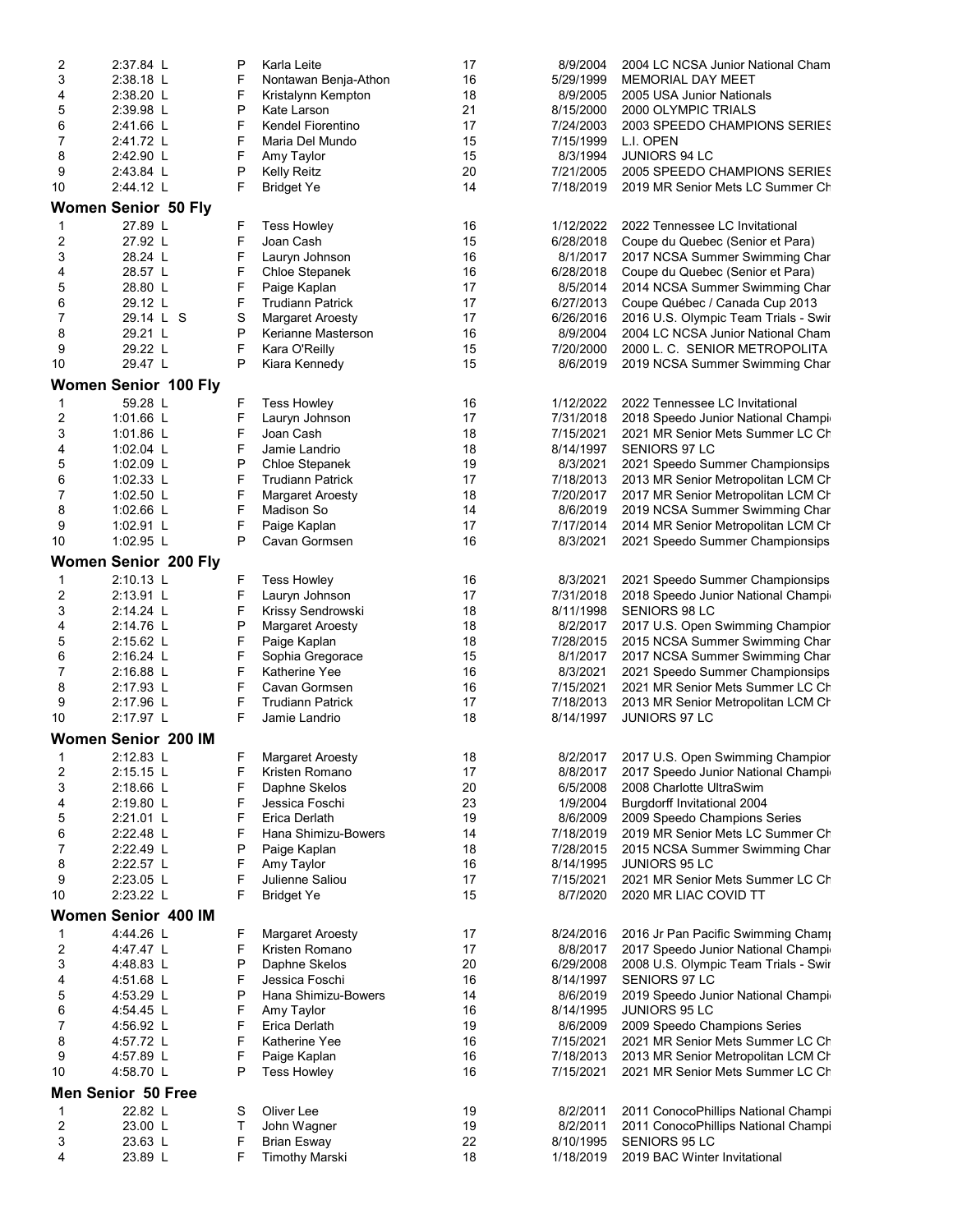| | | | | | | |
|---|---|---|---|---|---|---|
| 2 | 2:37.84 L | P | Karla Leite | 17 | 8/9/2004 | 2004 LC NCSA Junior National Cham |
| 3 | 2:38.18 L | F | Nontawan Benja-Athon | 16 | 5/29/1999 | MEMORIAL DAY MEET |
| 4 | 2:38.20 L | F | Kristalynn Kempton | 18 | 8/9/2005 | 2005 USA Junior Nationals |
| 5 | 2:39.98 L | P | Kate Larson | 21 | 8/15/2000 | 2000 OLYMPIC TRIALS |
| 6 | 2:41.66 L | F | Kendel Fiorentino | 17 | 7/24/2003 | 2003 SPEEDO CHAMPIONS SERIES |
| 7 | 2:41.72 L | F | Maria Del Mundo | 15 | 7/15/1999 | L.I. OPEN |
| 8 | 2:42.90 L | F | Amy Taylor | 15 | 8/3/1994 | JUNIORS 94 LC |
| 9 | 2:43.84 L | P | Kelly Reitz | 20 | 7/21/2005 | 2005 SPEEDO CHAMPIONS SERIES |
| 10 | 2:44.12 L | F | Bridget Ye | 14 | 7/18/2019 | 2019 MR Senior Mets LC Summer Ch |

## Women Senior 50 Fly

| | | | | | | |
|---|---|---|---|---|---|---|
| 1 | 27.89 L | F | Tess Howley | 16 | 1/12/2022 | 2022 Tennessee LC Invitational |
| 2 | 27.92 L | F | Joan Cash | 15 | 6/28/2018 | Coupe du Quebec (Senior et Para) |
| 3 | 28.24 L | F | Lauryn Johnson | 16 | 8/1/2017 | 2017 NCSA Summer Swimming Char |
| 4 | 28.57 L | F | Chloe Stepanek | 16 | 6/28/2018 | Coupe du Quebec (Senior et Para) |
| 5 | 28.80 L | F | Paige Kaplan | 17 | 8/5/2014 | 2014 NCSA Summer Swimming Char |
| 6 | 29.12 L | F | Trudiann Patrick | 17 | 6/27/2013 | Coupe Québec / Canada Cup 2013 |
| 7 | 29.14 L S | S | Margaret Aroesty | 17 | 6/26/2016 | 2016 U.S. Olympic Team Trials - Swir |
| 8 | 29.21 L | P | Kerianne Masterson | 16 | 8/9/2004 | 2004 LC NCSA Junior National Cham |
| 9 | 29.22 L | F | Kara O'Reilly | 15 | 7/20/2000 | 2000 L. C. SENIOR METROPOLITA |
| 10 | 29.47 L | P | Kiara Kennedy | 15 | 8/6/2019 | 2019 NCSA Summer Swimming Char |

## Women Senior 100 Fly

| | | | | | | |
|---|---|---|---|---|---|---|
| 1 | 59.28 L | F | Tess Howley | 16 | 1/12/2022 | 2022 Tennessee LC Invitational |
| 2 | 1:01.66 L | F | Lauryn Johnson | 17 | 7/31/2018 | 2018 Speedo Junior National Champi |
| 3 | 1:01.86 L | F | Joan Cash | 18 | 7/15/2021 | 2021 MR Senior Mets Summer LC Ch |
| 4 | 1:02.04 L | F | Jamie Landrio | 18 | 8/14/1997 | SENIORS 97 LC |
| 5 | 1:02.09 L | P | Chloe Stepanek | 19 | 8/3/2021 | 2021 Speedo Summer Championsips |
| 6 | 1:02.33 L | F | Trudiann Patrick | 17 | 7/18/2013 | 2013 MR Senior Metropolitan LCM Ch |
| 7 | 1:02.50 L | F | Margaret Aroesty | 18 | 7/20/2017 | 2017 MR Senior Metropolitan LCM Ch |
| 8 | 1:02.66 L | F | Madison So | 14 | 8/6/2019 | 2019 NCSA Summer Swimming Char |
| 9 | 1:02.91 L | F | Paige Kaplan | 17 | 7/17/2014 | 2014 MR Senior Metropolitan LCM Ch |
| 10 | 1:02.95 L | P | Cavan Gormsen | 16 | 8/3/2021 | 2021 Speedo Summer Championsips |

## Women Senior 200 Fly

| | | | | | | |
|---|---|---|---|---|---|---|
| 1 | 2:10.13 L | F | Tess Howley | 16 | 8/3/2021 | 2021 Speedo Summer Championsips |
| 2 | 2:13.91 L | F | Lauryn Johnson | 17 | 7/31/2018 | 2018 Speedo Junior National Champi |
| 3 | 2:14.24 L | F | Krissy Sendrowski | 18 | 8/11/1998 | SENIORS 98 LC |
| 4 | 2:14.76 L | P | Margaret Aroesty | 18 | 8/2/2017 | 2017 U.S. Open Swimming Champior |
| 5 | 2:15.62 L | F | Paige Kaplan | 18 | 7/28/2015 | 2015 NCSA Summer Swimming Char |
| 6 | 2:16.24 L | F | Sophia Gregorace | 15 | 8/1/2017 | 2017 NCSA Summer Swimming Char |
| 7 | 2:16.88 L | F | Katherine Yee | 16 | 8/3/2021 | 2021 Speedo Summer Championsips |
| 8 | 2:17.93 L | F | Cavan Gormsen | 16 | 7/15/2021 | 2021 MR Senior Mets Summer LC Ch |
| 9 | 2:17.96 L | F | Trudiann Patrick | 17 | 7/18/2013 | 2013 MR Senior Metropolitan LCM Ch |
| 10 | 2:17.97 L | F | Jamie Landrio | 18 | 8/14/1997 | JUNIORS 97 LC |

## Women Senior 200 IM

| | | | | | | |
|---|---|---|---|---|---|---|
| 1 | 2:12.83 L | F | Margaret Aroesty | 18 | 8/2/2017 | 2017 U.S. Open Swimming Champior |
| 2 | 2:15.15 L | F | Kristen Romano | 17 | 8/8/2017 | 2017 Speedo Junior National Champi |
| 3 | 2:18.66 L | F | Daphne Skelos | 20 | 6/5/2008 | 2008 Charlotte UltraSwim |
| 4 | 2:19.80 L | F | Jessica Foschi | 23 | 1/9/2004 | Burgdorff Invitational 2004 |
| 5 | 2:21.01 L | F | Erica Derlath | 19 | 8/6/2009 | 2009 Speedo Champions Series |
| 6 | 2:22.48 L | F | Hana Shimizu-Bowers | 14 | 7/18/2019 | 2019 MR Senior Mets LC Summer Ch |
| 7 | 2:22.49 L | P | Paige Kaplan | 18 | 7/28/2015 | 2015 NCSA Summer Swimming Char |
| 8 | 2:22.57 L | F | Amy Taylor | 16 | 8/14/1995 | JUNIORS 95 LC |
| 9 | 2:23.05 L | F | Julienne Saliou | 17 | 7/15/2021 | 2021 MR Senior Mets Summer LC Ch |
| 10 | 2:23.22 L | F | Bridget Ye | 15 | 8/7/2020 | 2020 MR LIAC COVID TT |

## Women Senior 400 IM

| | | | | | | |
|---|---|---|---|---|---|---|
| 1 | 4:44.26 L | F | Margaret Aroesty | 17 | 8/24/2016 | 2016 Jr Pan Pacific Swimming Champ |
| 2 | 4:47.47 L | F | Kristen Romano | 17 | 8/8/2017 | 2017 Speedo Junior National Champi |
| 3 | 4:48.83 L | P | Daphne Skelos | 20 | 6/29/2008 | 2008 U.S. Olympic Team Trials - Swir |
| 4 | 4:51.68 L | F | Jessica Foschi | 16 | 8/14/1997 | SENIORS 97 LC |
| 5 | 4:53.29 L | P | Hana Shimizu-Bowers | 14 | 8/6/2019 | 2019 Speedo Junior National Champi |
| 6 | 4:54.45 L | F | Amy Taylor | 16 | 8/14/1995 | JUNIORS 95 LC |
| 7 | 4:56.92 L | F | Erica Derlath | 19 | 8/6/2009 | 2009 Speedo Champions Series |
| 8 | 4:57.72 L | F | Katherine Yee | 16 | 7/15/2021 | 2021 MR Senior Mets Summer LC Ch |
| 9 | 4:57.89 L | F | Paige Kaplan | 16 | 7/18/2013 | 2013 MR Senior Metropolitan LCM Ch |
| 10 | 4:58.70 L | P | Tess Howley | 16 | 7/15/2021 | 2021 MR Senior Mets Summer LC Ch |

## Men Senior 50 Free

| | | | | | | |
|---|---|---|---|---|---|---|
| 1 | 22.82 L | S | Oliver Lee | 19 | 8/2/2011 | 2011 ConocoPhillips National Champi |
| 2 | 23.00 L | T | John Wagner | 19 | 8/2/2011 | 2011 ConocoPhillips National Champi |
| 3 | 23.63 L | F | Brian Esway | 22 | 8/10/1995 | SENIORS 95 LC |
| 4 | 23.89 L | F | Timothy Marski | 18 | 1/18/2019 | 2019 BAC Winter Invitational |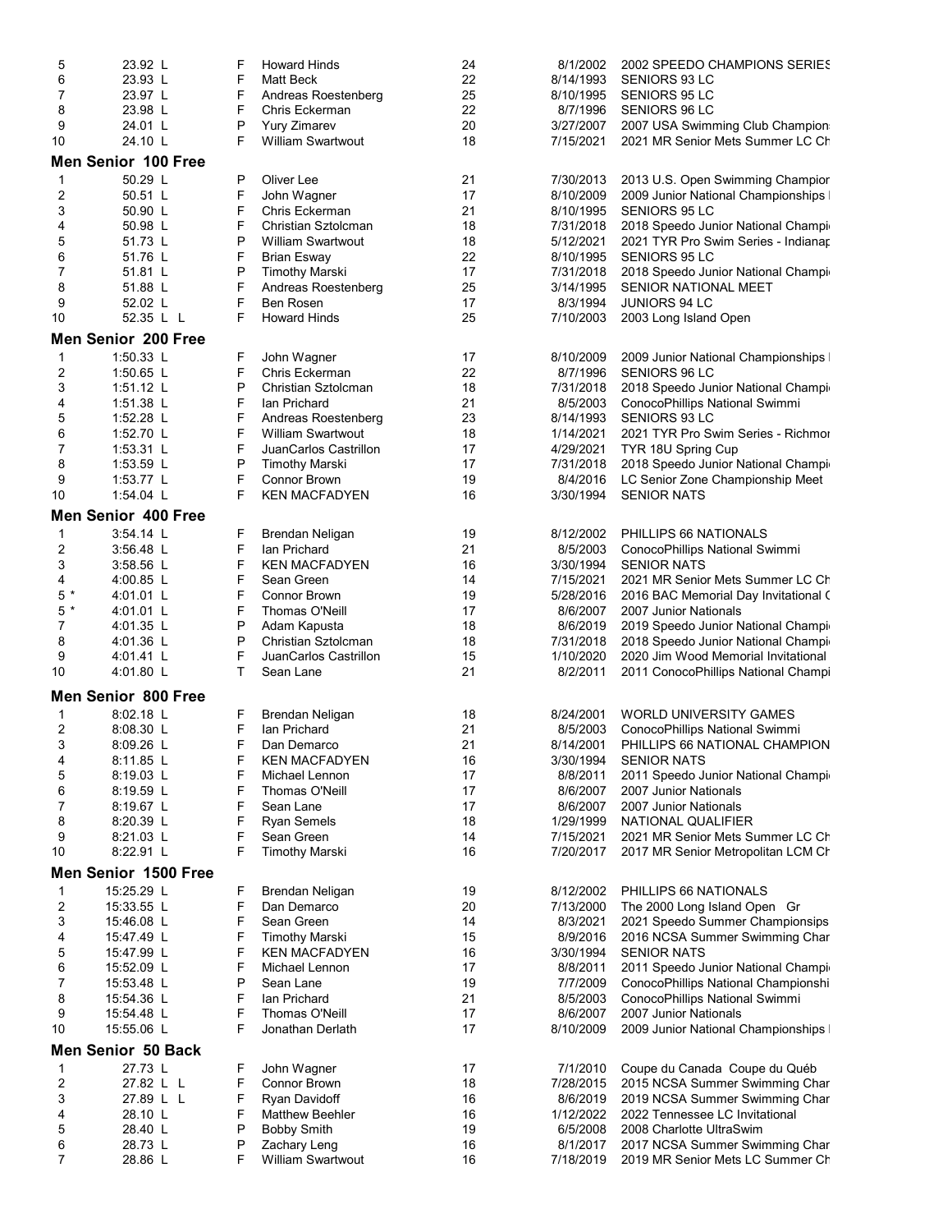| Rank | Time | | Name | Age | Date | Meet |
|---|---|---|---|---|---|---|
| 5 | 23.92 L | F | Howard Hinds | 24 | 8/1/2002 | 2002 SPEEDO CHAMPIONS SERIES |
| 6 | 23.93 L | F | Matt Beck | 22 | 8/14/1993 | SENIORS 93 LC |
| 7 | 23.97 L | F | Andreas Roestenberg | 25 | 8/10/1995 | SENIORS 95 LC |
| 8 | 23.98 L | F | Chris Eckerman | 22 | 8/7/1996 | SENIORS 96 LC |
| 9 | 24.01 L | P | Yury Zimarev | 20 | 3/27/2007 | 2007 USA Swimming Club Champion |
| 10 | 24.10 L | F | William Swartwout | 18 | 7/15/2021 | 2021 MR Senior Mets Summer LC Ch |

## Men Senior 100 Free

| Rank | Time | | Name | Age | Date | Meet |
|---|---|---|---|---|---|---|
| 1 | 50.29 L | P | Oliver Lee | 21 | 7/30/2013 | 2013 U.S. Open Swimming Champior |
| 2 | 50.51 L | F | John Wagner | 17 | 8/10/2009 | 2009 Junior National Championships |
| 3 | 50.90 L | F | Chris Eckerman | 21 | 8/10/1995 | SENIORS 95 LC |
| 4 | 50.98 L | F | Christian Sztolcman | 18 | 7/31/2018 | 2018 Speedo Junior National Champi |
| 5 | 51.73 L | P | William Swartwout | 18 | 5/12/2021 | 2021 TYR Pro Swim Series - Indianap |
| 6 | 51.76 L | F | Brian Esway | 22 | 8/10/1995 | SENIORS 95 LC |
| 7 | 51.81 L | P | Timothy Marski | 17 | 7/31/2018 | 2018 Speedo Junior National Champi |
| 8 | 51.88 L | F | Andreas Roestenberg | 25 | 3/14/1995 | SENIOR NATIONAL MEET |
| 9 | 52.02 L | F | Ben Rosen | 17 | 8/3/1994 | JUNIORS 94 LC |
| 10 | 52.35 L L | F | Howard Hinds | 25 | 7/10/2003 | 2003 Long Island Open |

## Men Senior 200 Free

| Rank | Time | | Name | Age | Date | Meet |
|---|---|---|---|---|---|---|
| 1 | 1:50.33 L | F | John Wagner | 17 | 8/10/2009 | 2009 Junior National Championships |
| 2 | 1:50.65 L | F | Chris Eckerman | 22 | 8/7/1996 | SENIORS 96 LC |
| 3 | 1:51.12 L | P | Christian Sztolcman | 18 | 7/31/2018 | 2018 Speedo Junior National Champi |
| 4 | 1:51.38 L | F | Ian Prichard | 21 | 8/5/2003 | ConocoPhillips National Swimmi |
| 5 | 1:52.28 L | F | Andreas Roestenberg | 23 | 8/14/1993 | SENIORS 93 LC |
| 6 | 1:52.70 L | F | William Swartwout | 18 | 1/14/2021 | 2021 TYR Pro Swim Series - Richmor |
| 7 | 1:53.31 L | F | JuanCarlos Castrillon | 17 | 4/29/2021 | TYR 18U Spring Cup |
| 8 | 1:53.59 L | P | Timothy Marski | 17 | 7/31/2018 | 2018 Speedo Junior National Champi |
| 9 | 1:53.77 L | F | Connor Brown | 19 | 8/4/2016 | LC Senior Zone Championship Meet |
| 10 | 1:54.04 L | F | KEN MACFADYEN | 16 | 3/30/1994 | SENIOR NATS |

## Men Senior 400 Free

| Rank | Time | | Name | Age | Date | Meet |
|---|---|---|---|---|---|---|
| 1 | 3:54.14 L | F | Brendan Neligan | 19 | 8/12/2002 | PHILLIPS 66 NATIONALS |
| 2 | 3:56.48 L | F | Ian Prichard | 21 | 8/5/2003 | ConocoPhillips National Swimmi |
| 3 | 3:58.56 L | F | KEN MACFADYEN | 16 | 3/30/1994 | SENIOR NATS |
| 4 | 4:00.85 L | F | Sean Green | 14 | 7/15/2021 | 2021 MR Senior Mets Summer LC Ch |
| 5 * | 4:01.01 L | F | Connor Brown | 19 | 5/28/2016 | 2016 BAC Memorial Day Invitational ( |
| 5 * | 4:01.01 L | F | Thomas O'Neill | 17 | 8/6/2007 | 2007 Junior Nationals |
| 7 | 4:01.35 L | P | Adam Kapusta | 18 | 8/6/2019 | 2019 Speedo Junior National Champi |
| 8 | 4:01.36 L | P | Christian Sztolcman | 18 | 7/31/2018 | 2018 Speedo Junior National Champi |
| 9 | 4:01.41 L | F | JuanCarlos Castrillon | 15 | 1/10/2020 | 2020 Jim Wood Memorial Invitational |
| 10 | 4:01.80 L | T | Sean Lane | 21 | 8/2/2011 | 2011 ConocoPhillips National Champi |

## Men Senior 800 Free

| Rank | Time | | Name | Age | Date | Meet |
|---|---|---|---|---|---|---|
| 1 | 8:02.18 L | F | Brendan Neligan | 18 | 8/24/2001 | WORLD UNIVERSITY GAMES |
| 2 | 8:08.30 L | F | Ian Prichard | 21 | 8/5/2003 | ConocoPhillips National Swimmi |
| 3 | 8:09.26 L | F | Dan Demarco | 21 | 8/14/2001 | PHILLIPS 66 NATIONAL CHAMPION |
| 4 | 8:11.85 L | F | KEN MACFADYEN | 16 | 3/30/1994 | SENIOR NATS |
| 5 | 8:19.03 L | F | Michael Lennon | 17 | 8/8/2011 | 2011 Speedo Junior National Champi |
| 6 | 8:19.59 L | F | Thomas O'Neill | 17 | 8/6/2007 | 2007 Junior Nationals |
| 7 | 8:19.67 L | F | Sean Lane | 17 | 8/6/2007 | 2007 Junior Nationals |
| 8 | 8:20.39 L | F | Ryan Semels | 18 | 1/29/1999 | NATIONAL QUALIFIER |
| 9 | 8:21.03 L | F | Sean Green | 14 | 7/15/2021 | 2021 MR Senior Mets Summer LC Ch |
| 10 | 8:22.91 L | F | Timothy Marski | 16 | 7/20/2017 | 2017 MR Senior Metropolitan LCM Ch |

## Men Senior 1500 Free

| Rank | Time | | Name | Age | Date | Meet |
|---|---|---|---|---|---|---|
| 1 | 15:25.29 L | F | Brendan Neligan | 19 | 8/12/2002 | PHILLIPS 66 NATIONALS |
| 2 | 15:33.55 L | F | Dan Demarco | 20 | 7/13/2000 | The 2000 Long Island Open Gr |
| 3 | 15:46.08 L | F | Sean Green | 14 | 8/3/2021 | 2021 Speedo Summer Championsips |
| 4 | 15:47.49 L | F | Timothy Marski | 15 | 8/9/2016 | 2016 NCSA Summer Swimming Char |
| 5 | 15:47.99 L | F | KEN MACFADYEN | 16 | 3/30/1994 | SENIOR NATS |
| 6 | 15:52.09 L | F | Michael Lennon | 17 | 8/8/2011 | 2011 Speedo Junior National Champi |
| 7 | 15:53.48 L | P | Sean Lane | 19 | 7/7/2009 | ConocoPhillips National Championshi |
| 8 | 15:54.36 L | F | Ian Prichard | 21 | 8/5/2003 | ConocoPhillips National Swimmi |
| 9 | 15:54.48 L | F | Thomas O'Neill | 17 | 8/6/2007 | 2007 Junior Nationals |
| 10 | 15:55.06 L | F | Jonathan Derlath | 17 | 8/10/2009 | 2009 Junior National Championships |

## Men Senior 50 Back

| Rank | Time | | Name | Age | Date | Meet |
|---|---|---|---|---|---|---|
| 1 | 27.73 L | F | John Wagner | 17 | 7/1/2010 | Coupe du Canada Coupe du Québ |
| 2 | 27.82 L L | F | Connor Brown | 18 | 7/28/2015 | 2015 NCSA Summer Swimming Char |
| 3 | 27.89 L L | F | Ryan Davidoff | 16 | 8/6/2019 | 2019 NCSA Summer Swimming Char |
| 4 | 28.10 L | F | Matthew Beehler | 16 | 1/12/2022 | 2022 Tennessee LC Invitational |
| 5 | 28.40 L | P | Bobby Smith | 19 | 6/5/2008 | 2008 Charlotte UltraSwim |
| 6 | 28.73 L | P | Zachary Leng | 16 | 8/1/2017 | 2017 NCSA Summer Swimming Char |
| 7 | 28.86 L | F | William Swartwout | 16 | 7/18/2019 | 2019 MR Senior Mets LC Summer Ch |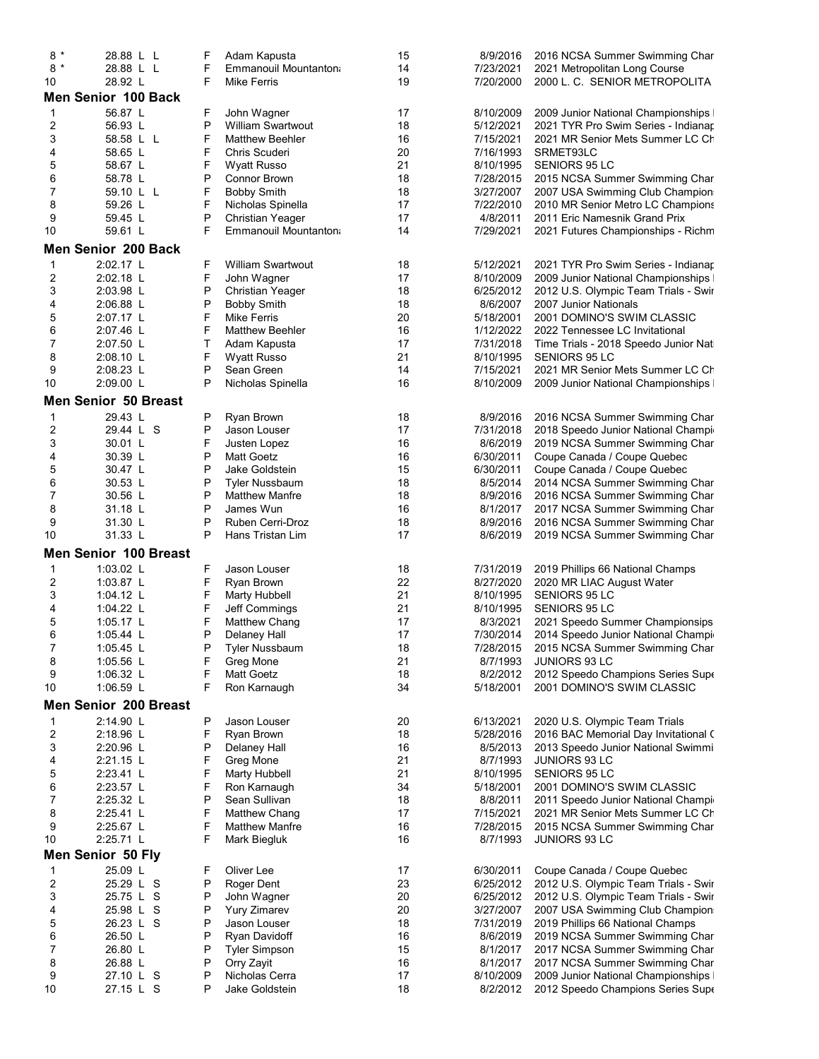| Rank | Time | | Name | Age | Date | Meet |
|---|---|---|---|---|---|---|
| 8 * | 28.88 L L | F | Adam Kapusta | 15 | 8/9/2016 | 2016 NCSA Summer Swimming Char |
| 8 * | 28.88 L L | F | Emmanouil Mountanton | 14 | 7/23/2021 | 2021 Metropolitan Long Course |
| 10 | 28.92 L | F | Mike Ferris | 19 | 7/20/2000 | 2000 L. C. SENIOR METROPOLITA |

## Men Senior 100 Back

| Rank | Time | | Name | Age | Date | Meet |
|---|---|---|---|---|---|---|
| 1 | 56.87 L | F | John Wagner | 17 | 8/10/2009 | 2009 Junior National Championships |
| 2 | 56.93 L | P | William Swartwout | 18 | 5/12/2021 | 2021 TYR Pro Swim Series - Indianap |
| 3 | 58.58 L L | F | Matthew Beehler | 16 | 7/15/2021 | 2021 MR Senior Mets Summer LC Ch |
| 4 | 58.65 L | F | Chris Scuderi | 20 | 7/16/1993 | SRMET93LC |
| 5 | 58.67 L | F | Wyatt Russo | 21 | 8/10/1995 | SENIORS 95 LC |
| 6 | 58.78 L | P | Connor Brown | 18 | 7/28/2015 | 2015 NCSA Summer Swimming Char |
| 7 | 59.10 L L | F | Bobby Smith | 18 | 3/27/2007 | 2007 USA Swimming Club Champion |
| 8 | 59.26 L | F | Nicholas Spinella | 17 | 7/22/2010 | 2010 MR Senior Metro LC Champions |
| 9 | 59.45 L | P | Christian Yeager | 17 | 4/8/2011 | 2011 Eric Namesnik Grand Prix |
| 10 | 59.61 L | F | Emmanouil Mountanton | 14 | 7/29/2021 | 2021 Futures Championships - Richm |

## Men Senior 200 Back

| Rank | Time | | Name | Age | Date | Meet |
|---|---|---|---|---|---|---|
| 1 | 2:02.17 L | F | William Swartwout | 18 | 5/12/2021 | 2021 TYR Pro Swim Series - Indianap |
| 2 | 2:02.18 L | F | John Wagner | 17 | 8/10/2009 | 2009 Junior National Championships |
| 3 | 2:03.98 L | P | Christian Yeager | 18 | 6/25/2012 | 2012 U.S. Olympic Team Trials - Swir |
| 4 | 2:06.88 L | P | Bobby Smith | 18 | 8/6/2007 | 2007 Junior Nationals |
| 5 | 2:07.17 L | F | Mike Ferris | 20 | 5/18/2001 | 2001 DOMINO'S SWIM CLASSIC |
| 6 | 2:07.46 L | F | Matthew Beehler | 16 | 1/12/2022 | 2022 Tennessee LC Invitational |
| 7 | 2:07.50 L | T | Adam Kapusta | 17 | 7/31/2018 | Time Trials - 2018 Speedo Junior Nat |
| 8 | 2:08.10 L | F | Wyatt Russo | 21 | 8/10/1995 | SENIORS 95 LC |
| 9 | 2:08.23 L | P | Sean Green | 14 | 7/15/2021 | 2021 MR Senior Mets Summer LC Ch |
| 10 | 2:09.00 L | P | Nicholas Spinella | 16 | 8/10/2009 | 2009 Junior National Championships |

## Men Senior 50 Breast

| Rank | Time | | Name | Age | Date | Meet |
|---|---|---|---|---|---|---|
| 1 | 29.43 L | P | Ryan Brown | 18 | 8/9/2016 | 2016 NCSA Summer Swimming Char |
| 2 | 29.44 L S | P | Jason Louser | 17 | 7/31/2018 | 2018 Speedo Junior National Champi |
| 3 | 30.01 L | F | Justen Lopez | 16 | 8/6/2019 | 2019 NCSA Summer Swimming Char |
| 4 | 30.39 L | P | Matt Goetz | 16 | 6/30/2011 | Coupe Canada / Coupe Quebec |
| 5 | 30.47 L | P | Jake Goldstein | 15 | 6/30/2011 | Coupe Canada / Coupe Quebec |
| 6 | 30.53 L | P | Tyler Nussbaum | 18 | 8/5/2014 | 2014 NCSA Summer Swimming Char |
| 7 | 30.56 L | P | Matthew Manfre | 18 | 8/9/2016 | 2016 NCSA Summer Swimming Char |
| 8 | 31.18 L | P | James Wun | 16 | 8/1/2017 | 2017 NCSA Summer Swimming Char |
| 9 | 31.30 L | P | Ruben Cerri-Droz | 18 | 8/9/2016 | 2016 NCSA Summer Swimming Char |
| 10 | 31.33 L | P | Hans Tristan Lim | 17 | 8/6/2019 | 2019 NCSA Summer Swimming Char |

## Men Senior 100 Breast

| Rank | Time | | Name | Age | Date | Meet |
|---|---|---|---|---|---|---|
| 1 | 1:03.02 L | F | Jason Louser | 18 | 7/31/2019 | 2019 Phillips 66 National Champs |
| 2 | 1:03.87 L | F | Ryan Brown | 22 | 8/27/2020 | 2020 MR LIAC August Water |
| 3 | 1:04.12 L | F | Marty Hubbell | 21 | 8/10/1995 | SENIORS 95 LC |
| 4 | 1:04.22 L | F | Jeff Commings | 21 | 8/10/1995 | SENIORS 95 LC |
| 5 | 1:05.17 L | F | Matthew Chang | 17 | 8/3/2021 | 2021 Speedo Summer Championsips |
| 6 | 1:05.44 L | P | Delaney Hall | 17 | 7/30/2014 | 2014 Speedo Junior National Champi |
| 7 | 1:05.45 L | P | Tyler Nussbaum | 18 | 7/28/2015 | 2015 NCSA Summer Swimming Char |
| 8 | 1:05.56 L | F | Greg Mone | 21 | 8/7/1993 | JUNIORS 93 LC |
| 9 | 1:06.32 L | F | Matt Goetz | 18 | 8/2/2012 | 2012 Speedo Champions Series Supe |
| 10 | 1:06.59 L | F | Ron Karnaugh | 34 | 5/18/2001 | 2001 DOMINO'S SWIM CLASSIC |

## Men Senior 200 Breast

| Rank | Time | | Name | Age | Date | Meet |
|---|---|---|---|---|---|---|
| 1 | 2:14.90 L | P | Jason Louser | 20 | 6/13/2021 | 2020 U.S. Olympic Team Trials |
| 2 | 2:18.96 L | F | Ryan Brown | 18 | 5/28/2016 | 2016 BAC Memorial Day Invitational ( |
| 3 | 2:20.96 L | P | Delaney Hall | 16 | 8/5/2013 | 2013 Speedo Junior National Swimmi |
| 4 | 2:21.15 L | F | Greg Mone | 21 | 8/7/1993 | JUNIORS 93 LC |
| 5 | 2:23.41 L | F | Marty Hubbell | 21 | 8/10/1995 | SENIORS 95 LC |
| 6 | 2:23.57 L | F | Ron Karnaugh | 34 | 5/18/2001 | 2001 DOMINO'S SWIM CLASSIC |
| 7 | 2:25.32 L | P | Sean Sullivan | 18 | 8/8/2011 | 2011 Speedo Junior National Champi |
| 8 | 2:25.41 L | F | Matthew Chang | 17 | 7/15/2021 | 2021 MR Senior Mets Summer LC Ch |
| 9 | 2:25.67 L | F | Matthew Manfre | 16 | 7/28/2015 | 2015 NCSA Summer Swimming Char |
| 10 | 2:25.71 L | F | Mark Biegluk | 16 | 8/7/1993 | JUNIORS 93 LC |

## Men Senior 50 Fly

| Rank | Time | | Name | Age | Date | Meet |
|---|---|---|---|---|---|---|
| 1 | 25.09 L | F | Oliver Lee | 17 | 6/30/2011 | Coupe Canada / Coupe Quebec |
| 2 | 25.29 L S | P | Roger Dent | 23 | 6/25/2012 | 2012 U.S. Olympic Team Trials - Swir |
| 3 | 25.75 L S | P | John Wagner | 20 | 6/25/2012 | 2012 U.S. Olympic Team Trials - Swir |
| 4 | 25.98 L S | P | Yury Zimarev | 20 | 3/27/2007 | 2007 USA Swimming Club Champion |
| 5 | 26.23 L S | P | Jason Louser | 18 | 7/31/2019 | 2019 Phillips 66 National Champs |
| 6 | 26.50 L | P | Ryan Davidoff | 16 | 8/6/2019 | 2019 NCSA Summer Swimming Char |
| 7 | 26.80 L | P | Tyler Simpson | 15 | 8/1/2017 | 2017 NCSA Summer Swimming Char |
| 8 | 26.88 L | P | Orry Zayit | 16 | 8/1/2017 | 2017 NCSA Summer Swimming Char |
| 9 | 27.10 L S | P | Nicholas Cerra | 17 | 8/10/2009 | 2009 Junior National Championships |
| 10 | 27.15 L S | P | Jake Goldstein | 18 | 8/2/2012 | 2012 Speedo Champions Series Supe |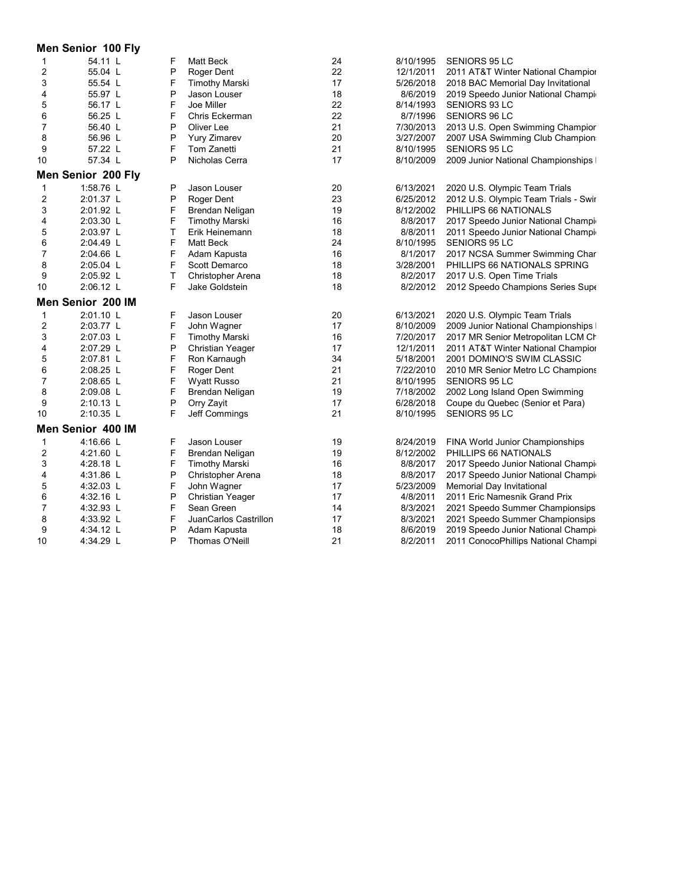## Men Senior 100 Fly

| | | | | | | |
|---|---|---|---|---|---|---|
| 1 | 54.11 L | F | Matt Beck | 24 | 8/10/1995 | SENIORS 95 LC |
| 2 | 55.04 L | P | Roger Dent | 22 | 12/1/2011 | 2011 AT&T Winter National Champior |
| 3 | 55.54 L | F | Timothy Marski | 17 | 5/26/2018 | 2018 BAC Memorial Day Invitational |
| 4 | 55.97 L | P | Jason Louser | 18 | 8/6/2019 | 2019 Speedo Junior National Champi |
| 5 | 56.17 L | F | Joe Miller | 22 | 8/14/1993 | SENIORS 93 LC |
| 6 | 56.25 L | F | Chris Eckerman | 22 | 8/7/1996 | SENIORS 96 LC |
| 7 | 56.40 L | P | Oliver Lee | 21 | 7/30/2013 | 2013 U.S. Open Swimming Champior |
| 8 | 56.96 L | P | Yury Zimarev | 20 | 3/27/2007 | 2007 USA Swimming Club Champion |
| 9 | 57.22 L | F | Tom Zanetti | 21 | 8/10/1995 | SENIORS 95 LC |
| 10 | 57.34 L | P | Nicholas Cerra | 17 | 8/10/2009 | 2009 Junior National Championships |

## Men Senior 200 Fly

| | | | | | | |
|---|---|---|---|---|---|---|
| 1 | 1:58.76 L | P | Jason Louser | 20 | 6/13/2021 | 2020 U.S. Olympic Team Trials |
| 2 | 2:01.37 L | P | Roger Dent | 23 | 6/25/2012 | 2012 U.S. Olympic Team Trials - Swir |
| 3 | 2:01.92 L | F | Brendan Neligan | 19 | 8/12/2002 | PHILLIPS 66 NATIONALS |
| 4 | 2:03.30 L | F | Timothy Marski | 16 | 8/8/2017 | 2017 Speedo Junior National Champi |
| 5 | 2:03.97 L | T | Erik Heinemann | 18 | 8/8/2011 | 2011 Speedo Junior National Champi |
| 6 | 2:04.49 L | F | Matt Beck | 24 | 8/10/1995 | SENIORS 95 LC |
| 7 | 2:04.66 L | F | Adam Kapusta | 16 | 8/1/2017 | 2017 NCSA Summer Swimming Char |
| 8 | 2:05.04 L | F | Scott Demarco | 18 | 3/28/2001 | PHILLIPS 66 NATIONALS SPRING |
| 9 | 2:05.92 L | T | Christopher Arena | 18 | 8/2/2017 | 2017 U.S. Open Time Trials |
| 10 | 2:06.12 L | F | Jake Goldstein | 18 | 8/2/2012 | 2012 Speedo Champions Series Supe |

## Men Senior 200 IM

| | | | | | | |
|---|---|---|---|---|---|---|
| 1 | 2:01.10 L | F | Jason Louser | 20 | 6/13/2021 | 2020 U.S. Olympic Team Trials |
| 2 | 2:03.77 L | F | John Wagner | 17 | 8/10/2009 | 2009 Junior National Championships |
| 3 | 2:07.03 L | F | Timothy Marski | 16 | 7/20/2017 | 2017 MR Senior Metropolitan LCM Ch |
| 4 | 2:07.29 L | P | Christian Yeager | 17 | 12/1/2011 | 2011 AT&T Winter National Champior |
| 5 | 2:07.81 L | F | Ron Karnaugh | 34 | 5/18/2001 | 2001 DOMINO'S SWIM CLASSIC |
| 6 | 2:08.25 L | F | Roger Dent | 21 | 7/22/2010 | 2010 MR Senior Metro LC Champions |
| 7 | 2:08.65 L | F | Wyatt Russo | 21 | 8/10/1995 | SENIORS 95 LC |
| 8 | 2:09.08 L | F | Brendan Neligan | 19 | 7/18/2002 | 2002 Long Island Open Swimming |
| 9 | 2:10.13 L | P | Orry Zayit | 17 | 6/28/2018 | Coupe du Quebec (Senior et Para) |
| 10 | 2:10.35 L | F | Jeff Commings | 21 | 8/10/1995 | SENIORS 95 LC |

## Men Senior 400 IM

| | | | | | | |
|---|---|---|---|---|---|---|
| 1 | 4:16.66 L | F | Jason Louser | 19 | 8/24/2019 | FINA World Junior Championships |
| 2 | 4:21.60 L | F | Brendan Neligan | 19 | 8/12/2002 | PHILLIPS 66 NATIONALS |
| 3 | 4:28.18 L | F | Timothy Marski | 16 | 8/8/2017 | 2017 Speedo Junior National Champi |
| 4 | 4:31.86 L | P | Christopher Arena | 18 | 8/8/2017 | 2017 Speedo Junior National Champi |
| 5 | 4:32.03 L | F | John Wagner | 17 | 5/23/2009 | Memorial Day Invitational |
| 6 | 4:32.16 L | P | Christian Yeager | 17 | 4/8/2011 | 2011 Eric Namesnik Grand Prix |
| 7 | 4:32.93 L | F | Sean Green | 14 | 8/3/2021 | 2021 Speedo Summer Championsips |
| 8 | 4:33.92 L | F | JuanCarlos Castrillon | 17 | 8/3/2021 | 2021 Speedo Summer Championsips |
| 9 | 4:34.12 L | P | Adam Kapusta | 18 | 8/6/2019 | 2019 Speedo Junior National Champi |
| 10 | 4:34.29 L | P | Thomas O'Neill | 21 | 8/2/2011 | 2011 ConocoPhillips National Champi |